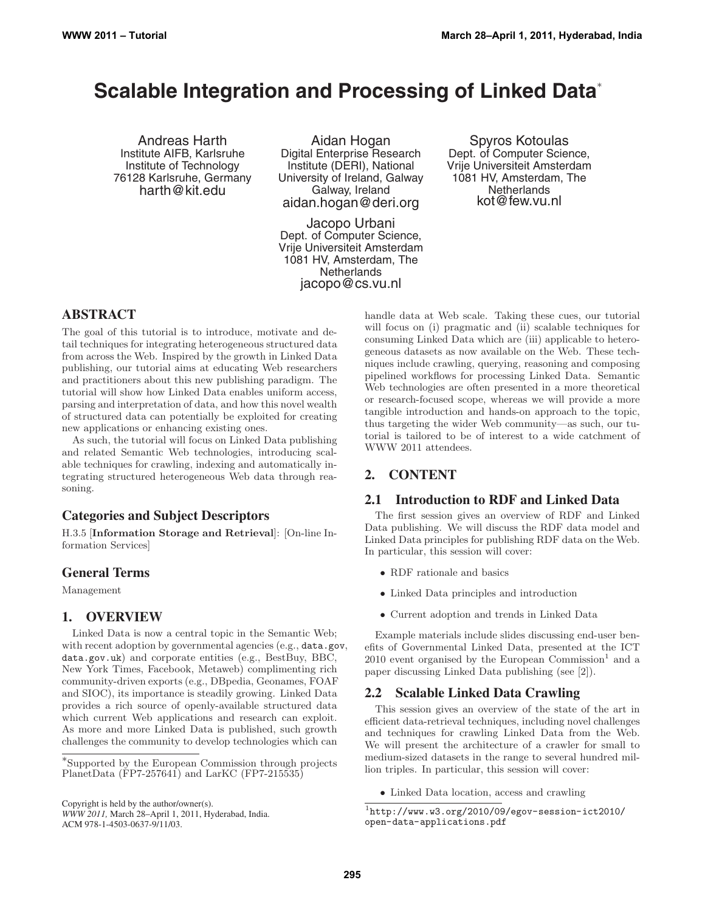# Scalable Integration and Processing of Linked Data*

Andreas Harth
Institute AIFB, Karlsruhe Institute of Technology
76128 Karlsruhe, Germany
harth@kit.edu

Aidan Hogan
Digital Enterprise Research Institute (DERI), National University of Ireland, Galway
Galway, Ireland
aidan.hogan@deri.org

Spyros Kotoulas
Dept. of Computer Science, Vrije Universiteit Amsterdam
1081 HV, Amsterdam, The Netherlands
kot@few.vu.nl

Jacopo Urbani
Dept. of Computer Science, Vrije Universiteit Amsterdam
1081 HV, Amsterdam, The Netherlands
jacopo@cs.vu.nl

## ABSTRACT

The goal of this tutorial is to introduce, motivate and detail techniques for integrating heterogeneous structured data from across the Web. Inspired by the growth in Linked Data publishing, our tutorial aims at educating Web researchers and practitioners about this new publishing paradigm. The tutorial will show how Linked Data enables uniform access, parsing and interpretation of data, and how this novel wealth of structured data can potentially be exploited for creating new applications or enhancing existing ones.

As such, the tutorial will focus on Linked Data publishing and related Semantic Web technologies, introducing scalable techniques for crawling, indexing and automatically integrating structured heterogeneous Web data through reasoning.

### Categories and Subject Descriptors

H.3.5 [**Information Storage and Retrieval**]: [On-line Information Services]

### General Terms

Management

## 1. OVERVIEW

Linked Data is now a central topic in the Semantic Web; with recent adoption by governmental agencies (e.g., data.gov, data.gov.uk) and corporate entities (e.g., BestBuy, BBC, New York Times, Facebook, Metaweb) complimenting rich community-driven exports (e.g., DBpedia, Geonames, FOAF and SIOC), its importance is steadily growing. Linked Data provides a rich source of openly-available structured data which current Web applications and research can exploit. As more and more Linked Data is published, such growth challenges the community to develop technologies which can handle data at Web scale. Taking these cues, our tutorial will focus on (i) pragmatic and (ii) scalable techniques for consuming Linked Data which are (iii) applicable to heterogeneous datasets as now available on the Web. These techniques include crawling, querying, reasoning and composing pipelined workflows for processing Linked Data. Semantic Web technologies are often presented in a more theoretical or research-focused scope, whereas we will provide a more tangible introduction and hands-on approach to the topic, thus targeting the wider Web community—as such, our tutorial is tailored to be of interest to a wide catchment of WWW 2011 attendees.

*Supported by the European Commission through projects PlanetData (FP7-257641) and LarKC (FP7-215535)

Copyright is held by the author/owner(s).
*WWW 2011,* March 28–April 1, 2011, Hyderabad, India.
ACM 978-1-4503-0637-9/11/03.

## 2. CONTENT

### 2.1 Introduction to RDF and Linked Data

The first session gives an overview of RDF and Linked Data publishing. We will discuss the RDF data model and Linked Data principles for publishing RDF data on the Web. In particular, this session will cover:

- RDF rationale and basics
- Linked Data principles and introduction
- Current adoption and trends in Linked Data

Example materials include slides discussing end-user benefits of Governmental Linked Data, presented at the ICT 2010 event organised by the European Commission[1] and a paper discussing Linked Data publishing (see [2]).

### 2.2 Scalable Linked Data Crawling

This session gives an overview of the state of the art in efficient data-retrieval techniques, including novel challenges and techniques for crawling Linked Data from the Web. We will present the architecture of a crawler for small to medium-sized datasets in the range to several hundred million triples. In particular, this session will cover:

- Linked Data location, access and crawling

[1] http://www.w3.org/2010/09/egov-session-ict2010/open-data-applications.pdf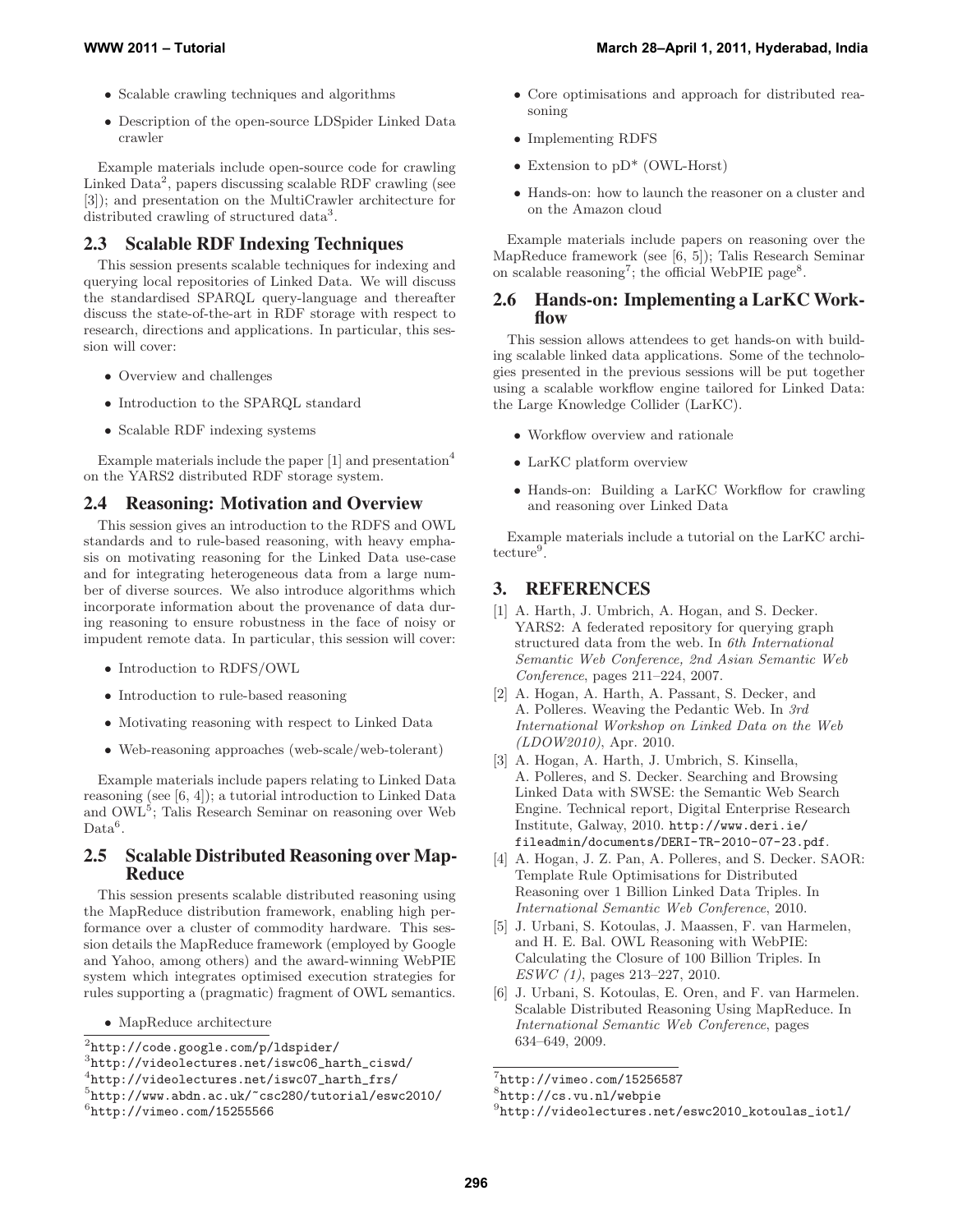- Scalable crawling techniques and algorithms
- Description of the open-source LDSpider Linked Data crawler

Example materials include open-source code for crawling Linked Data[2], papers discussing scalable RDF crawling (see [3]); and presentation on the MultiCrawler architecture for distributed crawling of structured data[3].

## 2.3 Scalable RDF Indexing Techniques

This session presents scalable techniques for indexing and querying local repositories of Linked Data. We will discuss the standardised SPARQL query-language and thereafter discuss the state-of-the-art in RDF storage with respect to research, directions and applications. In particular, this session will cover:

- Overview and challenges
- Introduction to the SPARQL standard
- Scalable RDF indexing systems

Example materials include the paper [1] and presentation[4] on the YARS2 distributed RDF storage system.

## 2.4 Reasoning: Motivation and Overview

This session gives an introduction to the RDFS and OWL standards and to rule-based reasoning, with heavy emphasis on motivating reasoning for the Linked Data use-case and for integrating heterogeneous data from a large number of diverse sources. We also introduce algorithms which incorporate information about the provenance of data during reasoning to ensure robustness in the face of noisy or impudent remote data. In particular, this session will cover:

- Introduction to RDFS/OWL
- Introduction to rule-based reasoning
- Motivating reasoning with respect to Linked Data
- Web-reasoning approaches (web-scale/web-tolerant)

Example materials include papers relating to Linked Data reasoning (see [6, 4]); a tutorial introduction to Linked Data and OWL[5]; Talis Research Seminar on reasoning over Web Data[6].

## 2.5 Scalable Distributed Reasoning over MapReduce

This session presents scalable distributed reasoning using the MapReduce distribution framework, enabling high performance over a cluster of commodity hardware. This session details the MapReduce framework (employed by Google and Yahoo, among others) and the award-winning WebPIE system which integrates optimised execution strategies for rules supporting a (pragmatic) fragment of OWL semantics.

- MapReduce architecture
- Core optimisations and approach for distributed reasoning
- Implementing RDFS
- Extension to pD* (OWL-Horst)
- Hands-on: how to launch the reasoner on a cluster and on the Amazon cloud

Example materials include papers on reasoning over the MapReduce framework (see [6, 5]); Talis Research Seminar on scalable reasoning[7]; the official WebPIE page[8].

## 2.6 Hands-on: Implementing a LarKC Workflow

This session allows attendees to get hands-on with building scalable linked data applications. Some of the technologies presented in the previous sessions will be put together using a scalable workflow engine tailored for Linked Data: the Large Knowledge Collider (LarKC).

- Workflow overview and rationale
- LarKC platform overview
- Hands-on: Building a LarKC Workflow for crawling and reasoning over Linked Data

Example materials include a tutorial on the LarKC architecture[9].

# 3. REFERENCES

[1] A. Harth, J. Umbrich, A. Hogan, and S. Decker. YARS2: A federated repository for querying graph structured data from the web. In *6th International Semantic Web Conference, 2nd Asian Semantic Web Conference*, pages 211–224, 2007.

[2] A. Hogan, A. Harth, A. Passant, S. Decker, and A. Polleres. Weaving the Pedantic Web. In *3rd International Workshop on Linked Data on the Web (LDOW2010)*, Apr. 2010.

[3] A. Hogan, A. Harth, J. Umbrich, S. Kinsella, A. Polleres, and S. Decker. Searching and Browsing Linked Data with SWSE: the Semantic Web Search Engine. Technical report, Digital Enterprise Research Institute, Galway, 2010. `http://www.deri.ie/fileadmin/documents/DERI-TR-2010-07-23.pdf`.

[4] A. Hogan, J. Z. Pan, A. Polleres, and S. Decker. SAOR: Template Rule Optimisations for Distributed Reasoning over 1 Billion Linked Data Triples. In *International Semantic Web Conference*, 2010.

[5] J. Urbani, S. Kotoulas, J. Maassen, F. van Harmelen, and H. E. Bal. OWL Reasoning with WebPIE: Calculating the Closure of 100 Billion Triples. In *ESWC (1)*, pages 213–227, 2010.

[6] J. Urbani, S. Kotoulas, E. Oren, and F. van Harmelen. Scalable Distributed Reasoning Using MapReduce. In *International Semantic Web Conference*, pages 634–649, 2009.

---

[2] `http://code.google.com/p/ldspider/`

[3] `http://videolectures.net/iswc06_harth_ciswd/`

[4] `http://videolectures.net/iswc07_harth_frs/`

[5] `http://www.abdn.ac.uk/~csc280/tutorial/eswc2010/`

[6] `http://vimeo.com/15255566`

[7] `http://vimeo.com/15256587`

[8] `http://cs.vu.nl/webpie`

[9] `http://videolectures.net/eswc2010_kotoulas_iotl/`